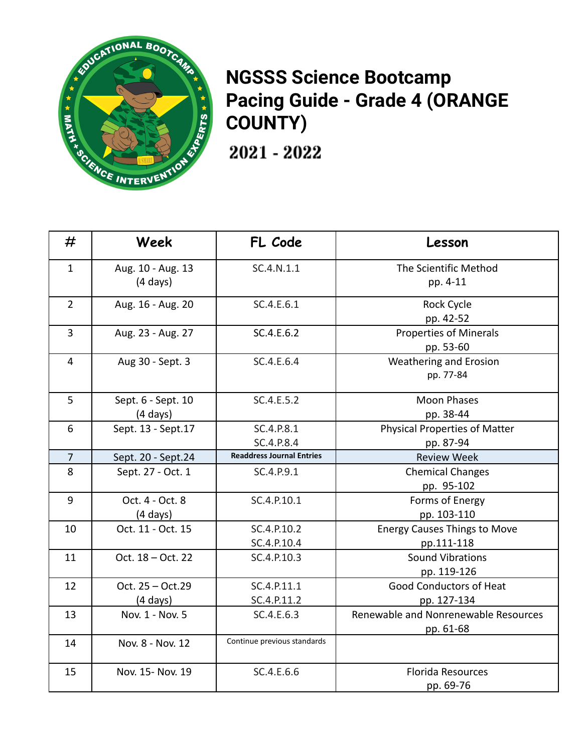# NGSSS Science Bootcamp Pacing Guide - Grade 4 (ORANGE COUNTY)

## 2021 - 2022

| # | Week | FL Code | Lesson |
|---|---|---|---|
| 1 | Aug. 10 - Aug. 13 (4 days) | SC.4.N.1.1 | The Scientific Method pp. 4-11 |
| 2 | Aug. 16 - Aug. 20 | SC.4.E.6.1 | Rock Cycle pp. 42-52 |
| 3 | Aug. 23 - Aug. 27 | SC.4.E.6.2 | Properties of Minerals pp. 53-60 |
| 4 | Aug 30 - Sept. 3 | SC.4.E.6.4 | Weathering and Erosion pp. 77-84 |
| 5 | Sept. 6 - Sept. 10 (4 days) | SC.4.E.5.2 | Moon Phases pp. 38-44 |
| 6 | Sept. 13 - Sept.17 | SC.4.P.8.1 SC.4.P.8.4 | Physical Properties of Matter pp. 87-94 |
| 7 | Sept. 20 - Sept.24 | **Readdress Journal Entries** | Review Week |
| 8 | Sept. 27 - Oct. 1 | SC.4.P.9.1 | Chemical Changes pp. 95-102 |
| 9 | Oct. 4 - Oct. 8 (4 days) | SC.4.P.10.1 | Forms of Energy pp. 103-110 |
| 10 | Oct. 11 - Oct. 15 | SC.4.P.10.2 SC.4.P.10.4 | Energy Causes Things to Move pp.111-118 |
| 11 | Oct. 18 – Oct. 22 | SC.4.P.10.3 | Sound Vibrations pp. 119-126 |
| 12 | Oct. 25 – Oct.29 (4 days) | SC.4.P.11.1 SC.4.P.11.2 | Good Conductors of Heat pp. 127-134 |
| 13 | Nov. 1 - Nov. 5 | SC.4.E.6.3 | Renewable and Nonrenewable Resources pp. 61-68 |
| 14 | Nov. 8 - Nov. 12 | Continue previous standards | |
| 15 | Nov. 15- Nov. 19 | SC.4.E.6.6 | Florida Resources pp. 69-76 |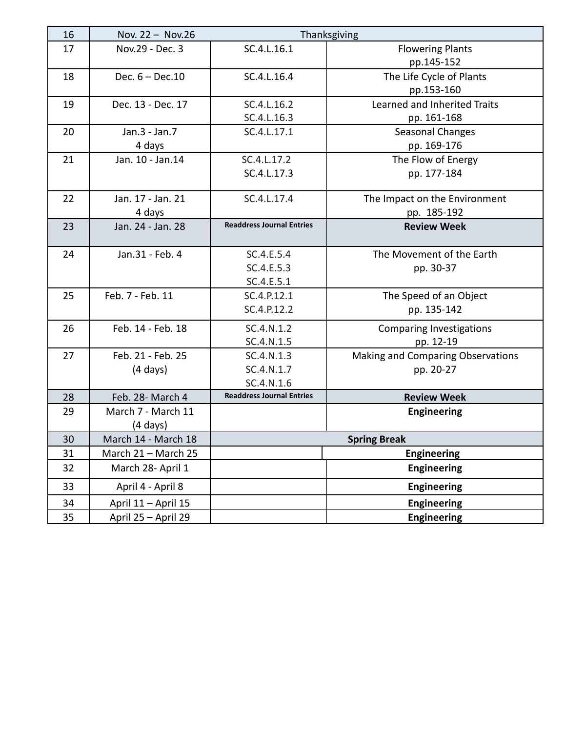| | | | |
|---|---|---|---|
| 16 | Nov. 22 – Nov.26 | Thanksgiving | |
| 17 | Nov.29 - Dec. 3 | SC.4.L.16.1 | Flowering Plants<br>pp.145-152 |
| 18 | Dec. 6 – Dec.10 | SC.4.L.16.4 | The Life Cycle of Plants<br>pp.153-160 |
| 19 | Dec. 13 - Dec. 17 | SC.4.L.16.2<br>SC.4.L.16.3 | Learned and Inherited Traits<br>pp. 161-168 |
| 20 | Jan.3 - Jan.7<br>4 days | SC.4.L.17.1 | Seasonal Changes<br>pp. 169-176 |
| 21 | Jan. 10 - Jan.14 | SC.4.L.17.2<br>SC.4.L.17.3 | The Flow of Energy<br>pp. 177-184 |
| 22 | Jan. 17 - Jan. 21<br>4 days | SC.4.L.17.4 | The Impact on the Environment<br>pp. 185-192 |
| 23 | Jan. 24 - Jan. 28 | **Readdress Journal Entries** | **Review Week** |
| 24 | Jan.31 - Feb. 4 | SC.4.E.5.4<br>SC.4.E.5.3<br>SC.4.E.5.1 | The Movement of the Earth<br>pp. 30-37 |
| 25 | Feb. 7 - Feb. 11 | SC.4.P.12.1<br>SC.4.P.12.2 | The Speed of an Object<br>pp. 135-142 |
| 26 | Feb. 14 - Feb. 18 | SC.4.N.1.2<br>SC.4.N.1.5 | Comparing Investigations<br>pp. 12-19 |
| 27 | Feb. 21 - Feb. 25<br>(4 days) | SC.4.N.1.3<br>SC.4.N.1.7<br>SC.4.N.1.6 | Making and Comparing Observations<br>pp. 20-27 |
| 28 | Feb. 28- March 4 | **Readdress Journal Entries** | **Review Week** |
| 29 | March 7 - March 11<br>(4 days) | | **Engineering** |
| 30 | March 14 - March 18 | **Spring Break** | |
| 31 | March 21 – March 25 | | **Engineering** |
| 32 | March 28- April 1 | | **Engineering** |
| 33 | April 4 - April 8 | | **Engineering** |
| 34 | April 11 – April 15 | | **Engineering** |
| 35 | April 25 – April 29 | | **Engineering** |